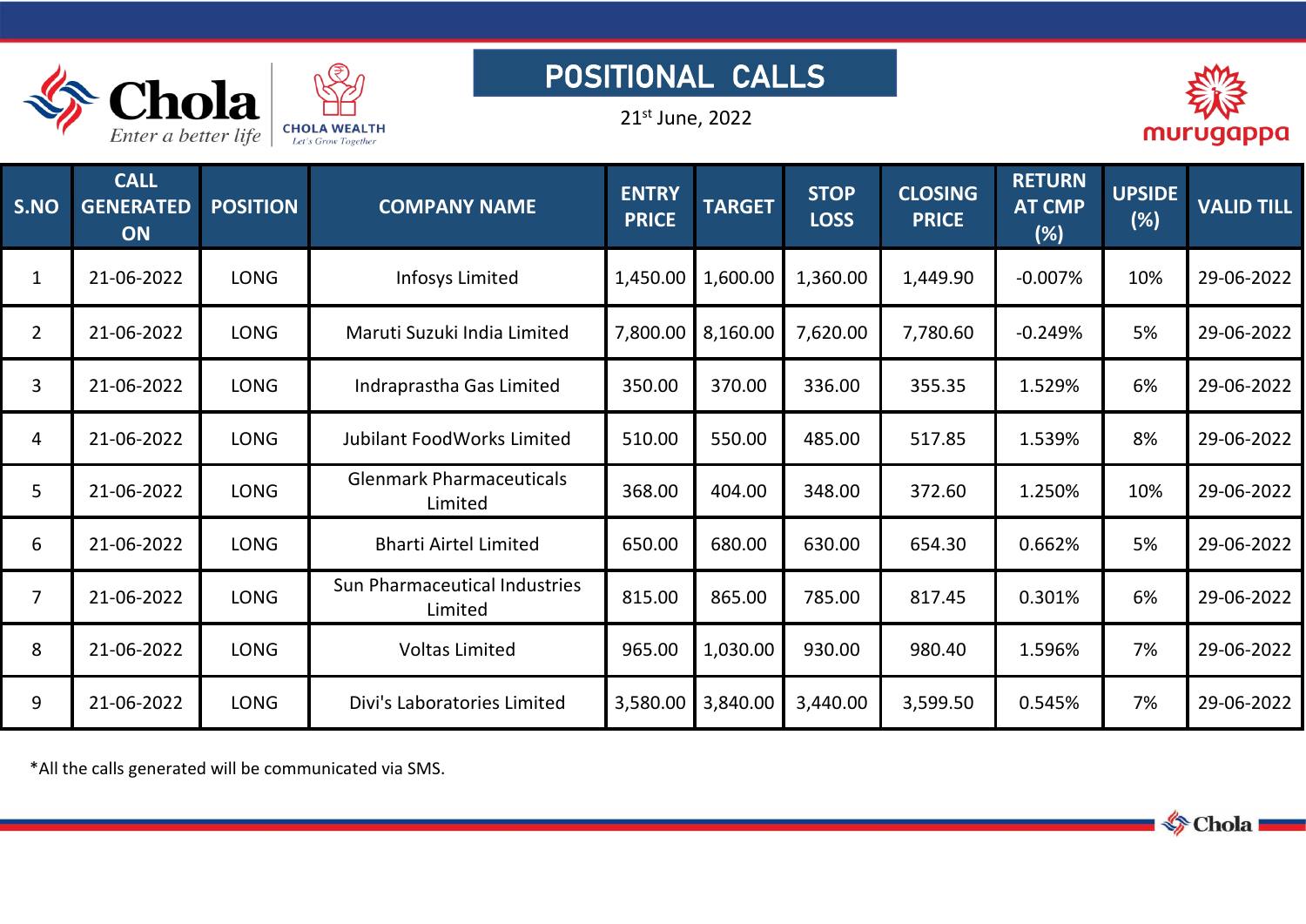# POSITIONAL CALLS

21st June, 2022

| S.NO | CALL GENERATED ON | POSITION | COMPANY NAME | ENTRY PRICE | TARGET | STOP LOSS | CLOSING PRICE | RETURN AT CMP (%) | UPSIDE (%) | VALID TILL |
|---|---|---|---|---|---|---|---|---|---|---|
| 1 | 21-06-2022 | LONG | Infosys Limited | 1,450.00 | 1,600.00 | 1,360.00 | 1,449.90 | -0.007% | 10% | 29-06-2022 |
| 2 | 21-06-2022 | LONG | Maruti Suzuki India Limited | 7,800.00 | 8,160.00 | 7,620.00 | 7,780.60 | -0.249% | 5% | 29-06-2022 |
| 3 | 21-06-2022 | LONG | Indraprastha Gas Limited | 350.00 | 370.00 | 336.00 | 355.35 | 1.529% | 6% | 29-06-2022 |
| 4 | 21-06-2022 | LONG | Jubilant FoodWorks Limited | 510.00 | 550.00 | 485.00 | 517.85 | 1.539% | 8% | 29-06-2022 |
| 5 | 21-06-2022 | LONG | Glenmark Pharmaceuticals Limited | 368.00 | 404.00 | 348.00 | 372.60 | 1.250% | 10% | 29-06-2022 |
| 6 | 21-06-2022 | LONG | Bharti Airtel Limited | 650.00 | 680.00 | 630.00 | 654.30 | 0.662% | 5% | 29-06-2022 |
| 7 | 21-06-2022 | LONG | Sun Pharmaceutical Industries Limited | 815.00 | 865.00 | 785.00 | 817.45 | 0.301% | 6% | 29-06-2022 |
| 8 | 21-06-2022 | LONG | Voltas Limited | 965.00 | 1,030.00 | 930.00 | 980.40 | 1.596% | 7% | 29-06-2022 |
| 9 | 21-06-2022 | LONG | Divi's Laboratories Limited | 3,580.00 | 3,840.00 | 3,440.00 | 3,599.50 | 0.545% | 7% | 29-06-2022 |

*All the calls generated will be communicated via SMS.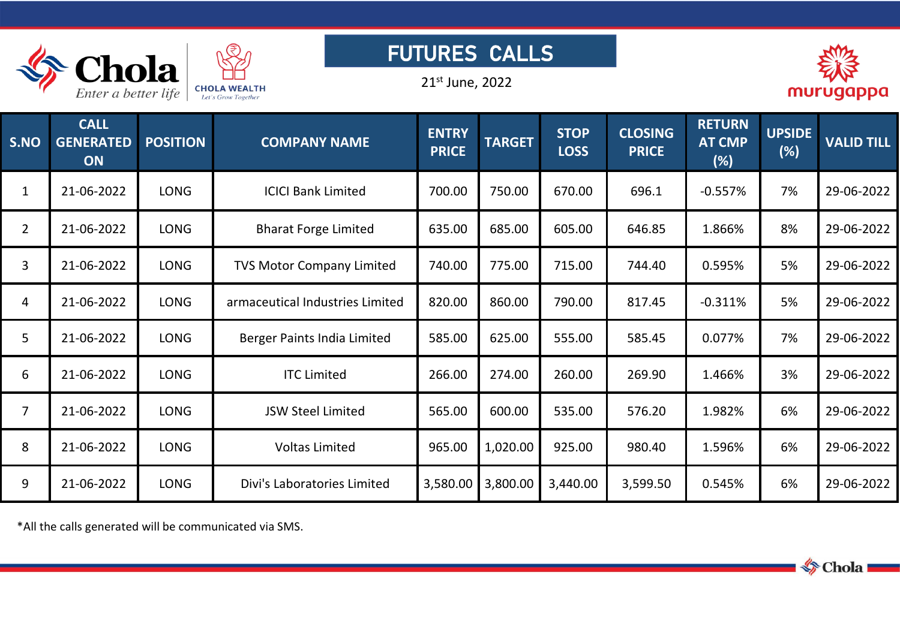# FUTURES CALLS

21st June, 2022

| S.NO | CALL GENERATED ON | POSITION | COMPANY NAME | ENTRY PRICE | TARGET | STOP LOSS | CLOSING PRICE | RETURN AT CMP (%) | UPSIDE (%) | VALID TILL |
|---|---|---|---|---|---|---|---|---|---|---|
| 1 | 21-06-2022 | LONG | ICICI Bank Limited | 700.00 | 750.00 | 670.00 | 696.1 | -0.557% | 7% | 29-06-2022 |
| 2 | 21-06-2022 | LONG | Bharat Forge Limited | 635.00 | 685.00 | 605.00 | 646.85 | 1.866% | 8% | 29-06-2022 |
| 3 | 21-06-2022 | LONG | TVS Motor Company Limited | 740.00 | 775.00 | 715.00 | 744.40 | 0.595% | 5% | 29-06-2022 |
| 4 | 21-06-2022 | LONG | armaceutical Industries Limited | 820.00 | 860.00 | 790.00 | 817.45 | -0.311% | 5% | 29-06-2022 |
| 5 | 21-06-2022 | LONG | Berger Paints India Limited | 585.00 | 625.00 | 555.00 | 585.45 | 0.077% | 7% | 29-06-2022 |
| 6 | 21-06-2022 | LONG | ITC Limited | 266.00 | 274.00 | 260.00 | 269.90 | 1.466% | 3% | 29-06-2022 |
| 7 | 21-06-2022 | LONG | JSW Steel Limited | 565.00 | 600.00 | 535.00 | 576.20 | 1.982% | 6% | 29-06-2022 |
| 8 | 21-06-2022 | LONG | Voltas Limited | 965.00 | 1,020.00 | 925.00 | 980.40 | 1.596% | 6% | 29-06-2022 |
| 9 | 21-06-2022 | LONG | Divi's Laboratories Limited | 3,580.00 | 3,800.00 | 3,440.00 | 3,599.50 | 0.545% | 6% | 29-06-2022 |

*All the calls generated will be communicated via SMS.